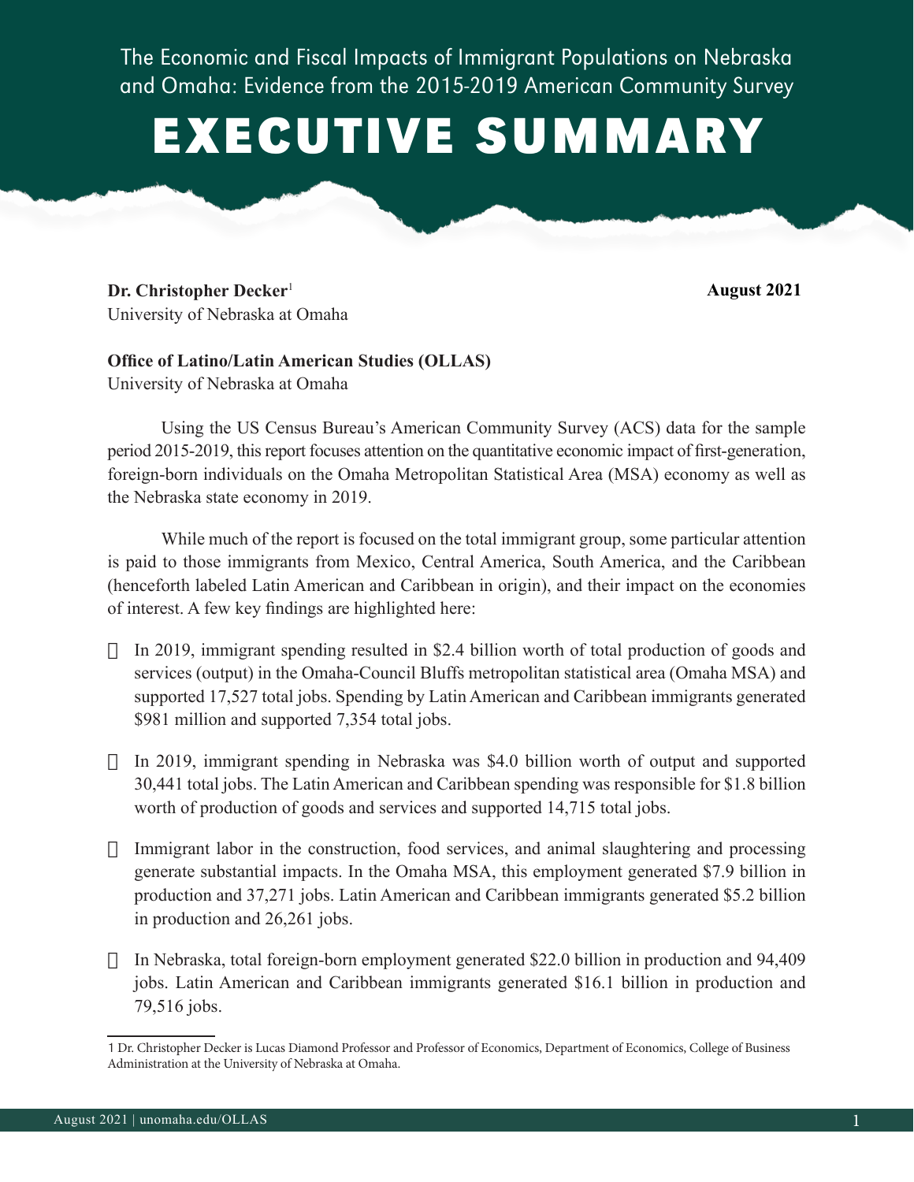The Economic and Fiscal Impacts of Immigrant Populations on Nebraska and Omaha: Evidence from the 2015-2019 American Community Survey

# EXECUTIVE SUMMARY

**Dr. Christopher Decker**[1]
University of Nebraska at Omaha

**August 2021**

**Office of Latino/Latin American Studies (OLLAS)**
University of Nebraska at Omaha

Using the US Census Bureau's American Community Survey (ACS) data for the sample period 2015-2019, this report focuses attention on the quantitative economic impact of first-generation, foreign-born individuals on the Omaha Metropolitan Statistical Area (MSA) economy as well as the Nebraska state economy in 2019.

While much of the report is focused on the total immigrant group, some particular attention is paid to those immigrants from Mexico, Central America, South America, and the Caribbean (henceforth labeled Latin American and Caribbean in origin), and their impact on the economies of interest. A few key findings are highlighted here:

- In 2019, immigrant spending resulted in $2.4 billion worth of total production of goods and services (output) in the Omaha-Council Bluffs metropolitan statistical area (Omaha MSA) and supported 17,527 total jobs. Spending by Latin American and Caribbean immigrants generated $981 million and supported 7,354 total jobs.

- In 2019, immigrant spending in Nebraska was $4.0 billion worth of output and supported 30,441 total jobs. The Latin American and Caribbean spending was responsible for $1.8 billion worth of production of goods and services and supported 14,715 total jobs.

- Immigrant labor in the construction, food services, and animal slaughtering and processing generate substantial impacts. In the Omaha MSA, this employment generated $7.9 billion in production and 37,271 jobs. Latin American and Caribbean immigrants generated $5.2 billion in production and 26,261 jobs.

- In Nebraska, total foreign-born employment generated $22.0 billion in production and 94,409 jobs. Latin American and Caribbean immigrants generated $16.1 billion in production and 79,516 jobs.

---

1 Dr. Christopher Decker is Lucas Diamond Professor and Professor of Economics, Department of Economics, College of Business Administration at the University of Nebraska at Omaha.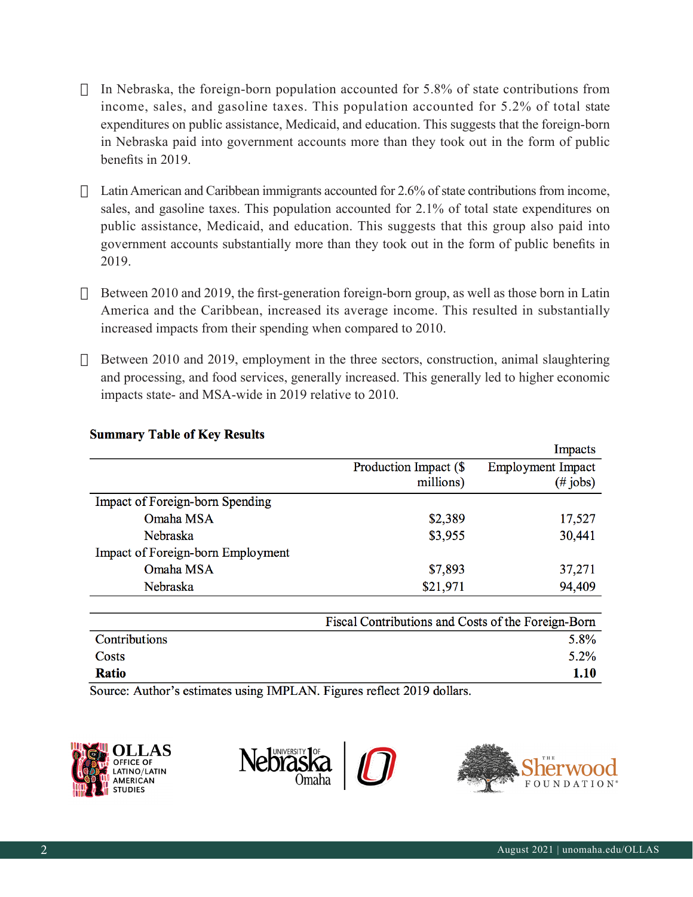- In Nebraska, the foreign-born population accounted for 5.8% of state contributions from income, sales, and gasoline taxes. This population accounted for 5.2% of total state expenditures on public assistance, Medicaid, and education. This suggests that the foreign-born in Nebraska paid into government accounts more than they took out in the form of public benefits in 2019.

- Latin American and Caribbean immigrants accounted for 2.6% of state contributions from income, sales, and gasoline taxes. This population accounted for 2.1% of total state expenditures on public assistance, Medicaid, and education. This suggests that this group also paid into government accounts substantially more than they took out in the form of public benefits in 2019.

- Between 2010 and 2019, the first-generation foreign-born group, as well as those born in Latin America and the Caribbean, increased its average income. This resulted in substantially increased impacts from their spending when compared to 2010.

- Between 2010 and 2019, employment in the three sectors, construction, animal slaughtering and processing, and food services, generally increased. This generally led to higher economic impacts state- and MSA-wide in 2019 relative to 2010.

**Summary Table of Key Results**

| | Impacts | |
|---|---|---|
| | Production Impact ($ millions) | Employment Impact (# jobs) |
| Impact of Foreign-born Spending | | |
| Omaha MSA | $2,389 | 17,527 |
| Nebraska | $3,955 | 30,441 |
| Impact of Foreign-born Employment | | |
| Omaha MSA | $7,893 | 37,271 |
| Nebraska | $21,971 | 94,409 |

| | Fiscal Contributions and Costs of the Foreign-Born |
|---|---|
| Contributions | 5.8% |
| Costs | 5.2% |
| **Ratio** | **1.10** |

Source: Author's estimates using IMPLAN. Figures reflect 2019 dollars.